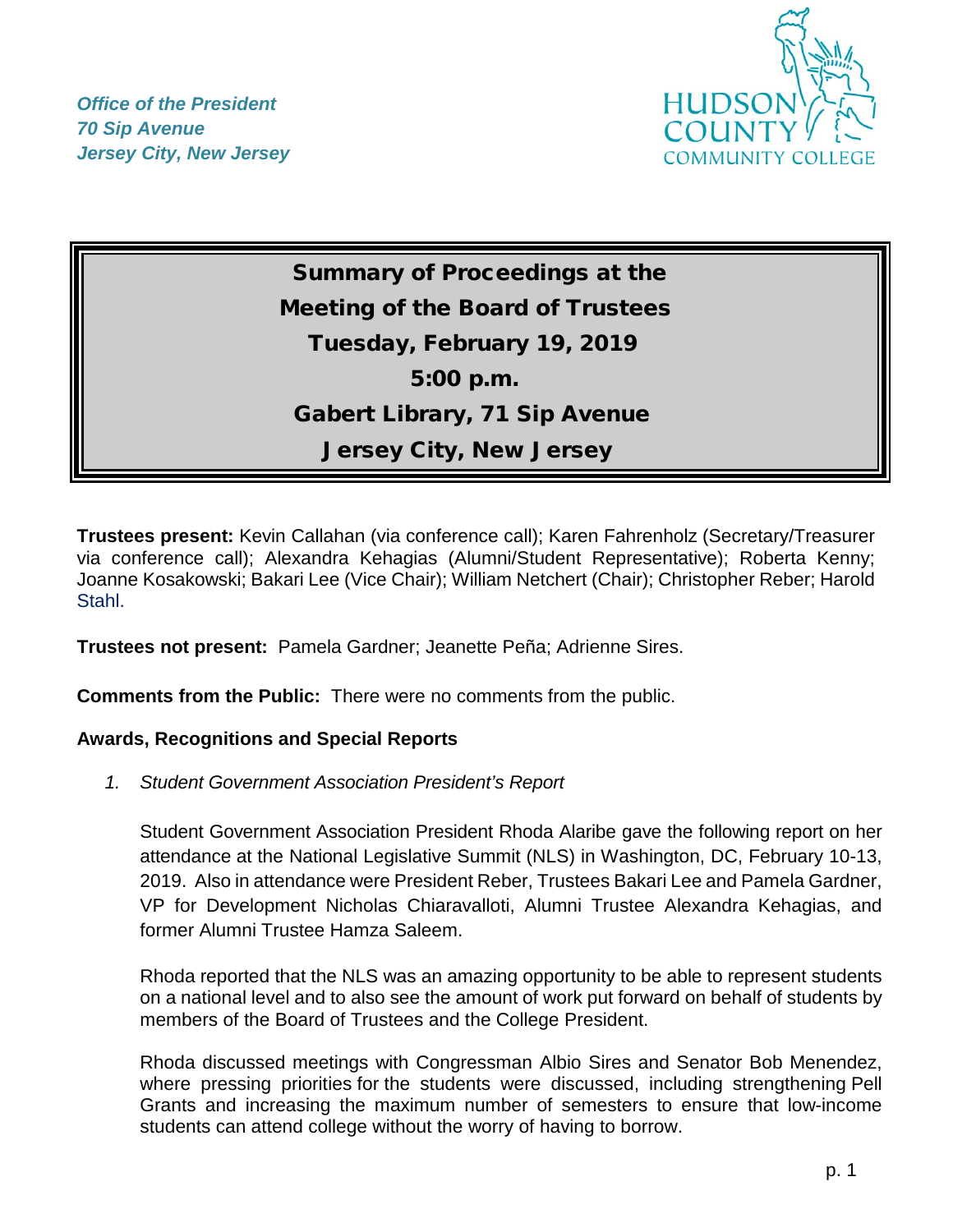*Office of the President*
*70 Sip Avenue*
*Jersey City, New Jersey*

HUDSON COUNTY COMMUNITY COLLEGE

# Summary of Proceedings at the Meeting of the Board of Trustees
## Tuesday, February 19, 2019
## 5:00 p.m.
## Gabert Library, 71 Sip Avenue
## Jersey City, New Jersey

**Trustees present:** Kevin Callahan (via conference call); Karen Fahrenholz (Secretary/Treasurer via conference call); Alexandra Kehagias (Alumni/Student Representative); Roberta Kenny; Joanne Kosakowski; Bakari Lee (Vice Chair); William Netchert (Chair); Christopher Reber; Harold Stahl.

**Trustees not present:** Pamela Gardner; Jeanette Peña; Adrienne Sires.

**Comments from the Public:** There were no comments from the public.

**Awards, Recognitions and Special Reports**

1. *Student Government Association President's Report*

   Student Government Association President Rhoda Alaribe gave the following report on her attendance at the National Legislative Summit (NLS) in Washington, DC, February 10-13, 2019. Also in attendance were President Reber, Trustees Bakari Lee and Pamela Gardner, VP for Development Nicholas Chiaravalloti, Alumni Trustee Alexandra Kehagias, and former Alumni Trustee Hamza Saleem.

   Rhoda reported that the NLS was an amazing opportunity to be able to represent students on a national level and to also see the amount of work put forward on behalf of students by members of the Board of Trustees and the College President.

   Rhoda discussed meetings with Congressman Albio Sires and Senator Bob Menendez, where pressing priorities for the students were discussed, including strengthening Pell Grants and increasing the maximum number of semesters to ensure that low-income students can attend college without the worry of having to borrow.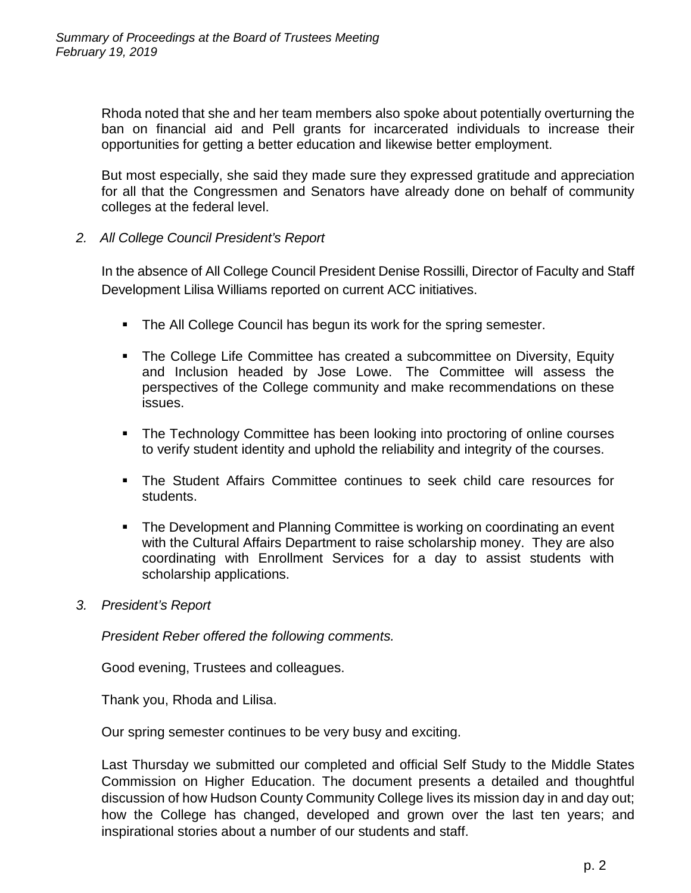Rhoda noted that she and her team members also spoke about potentially overturning the ban on financial aid and Pell grants for incarcerated individuals to increase their opportunities for getting a better education and likewise better employment.

But most especially, she said they made sure they expressed gratitude and appreciation for all that the Congressmen and Senators have already done on behalf of community colleges at the federal level.

*2. All College Council President's Report*

In the absence of All College Council President Denise Rossilli, Director of Faculty and Staff Development Lilisa Williams reported on current ACC initiatives.

- The All College Council has begun its work for the spring semester.
- The College Life Committee has created a subcommittee on Diversity, Equity and Inclusion headed by Jose Lowe. The Committee will assess the perspectives of the College community and make recommendations on these issues.
- The Technology Committee has been looking into proctoring of online courses to verify student identity and uphold the reliability and integrity of the courses.
- The Student Affairs Committee continues to seek child care resources for students.
- The Development and Planning Committee is working on coordinating an event with the Cultural Affairs Department to raise scholarship money. They are also coordinating with Enrollment Services for a day to assist students with scholarship applications.

*3. President's Report*

*President Reber offered the following comments.*

Good evening, Trustees and colleagues.

Thank you, Rhoda and Lilisa.

Our spring semester continues to be very busy and exciting.

Last Thursday we submitted our completed and official Self Study to the Middle States Commission on Higher Education. The document presents a detailed and thoughtful discussion of how Hudson County Community College lives its mission day in and day out; how the College has changed, developed and grown over the last ten years; and inspirational stories about a number of our students and staff.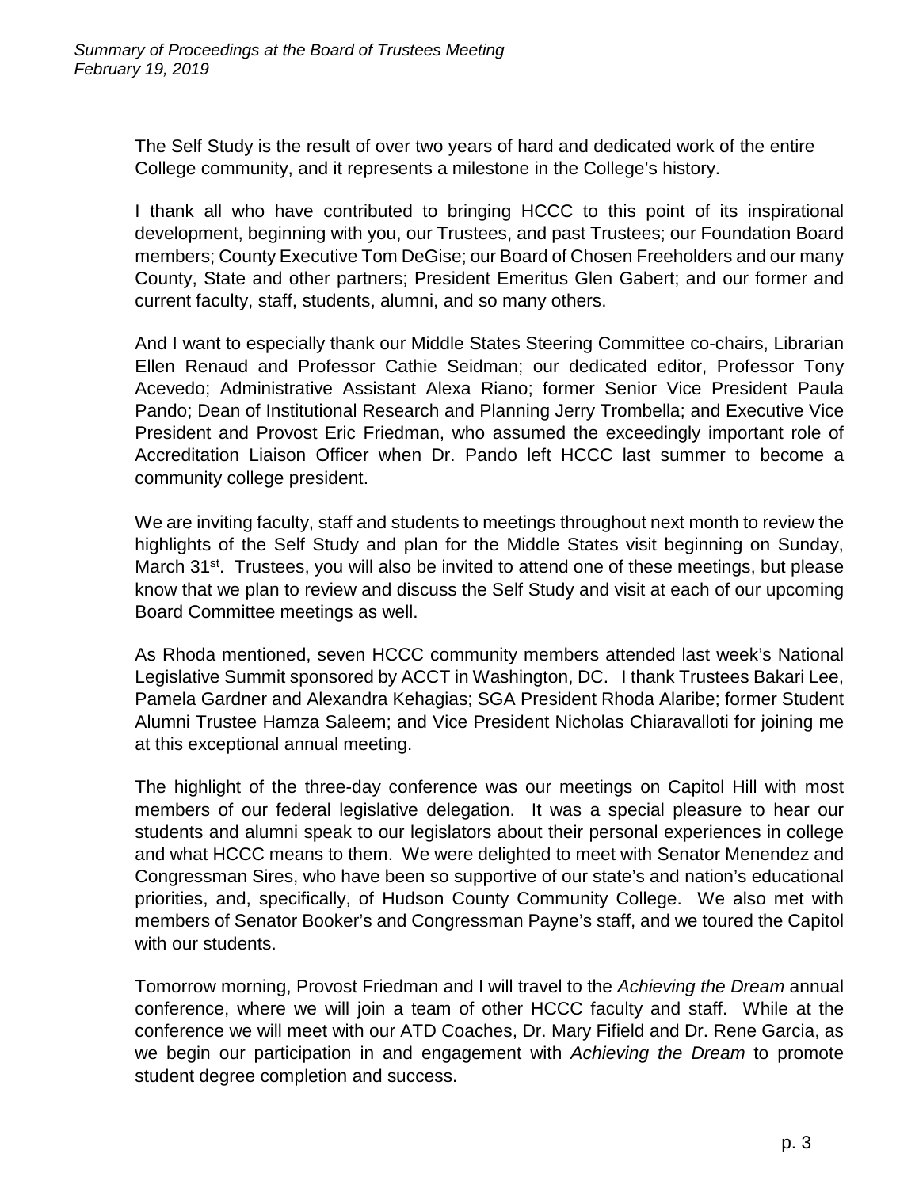The Self Study is the result of over two years of hard and dedicated work of the entire College community, and it represents a milestone in the College's history.

I thank all who have contributed to bringing HCCC to this point of its inspirational development, beginning with you, our Trustees, and past Trustees; our Foundation Board members; County Executive Tom DeGise; our Board of Chosen Freeholders and our many County, State and other partners; President Emeritus Glen Gabert; and our former and current faculty, staff, students, alumni, and so many others.

And I want to especially thank our Middle States Steering Committee co-chairs, Librarian Ellen Renaud and Professor Cathie Seidman; our dedicated editor, Professor Tony Acevedo; Administrative Assistant Alexa Riano; former Senior Vice President Paula Pando; Dean of Institutional Research and Planning Jerry Trombella; and Executive Vice President and Provost Eric Friedman, who assumed the exceedingly important role of Accreditation Liaison Officer when Dr. Pando left HCCC last summer to become a community college president.

We are inviting faculty, staff and students to meetings throughout next month to review the highlights of the Self Study and plan for the Middle States visit beginning on Sunday, March 31st. Trustees, you will also be invited to attend one of these meetings, but please know that we plan to review and discuss the Self Study and visit at each of our upcoming Board Committee meetings as well.

As Rhoda mentioned, seven HCCC community members attended last week's National Legislative Summit sponsored by ACCT in Washington, DC. I thank Trustees Bakari Lee, Pamela Gardner and Alexandra Kehagias; SGA President Rhoda Alaribe; former Student Alumni Trustee Hamza Saleem; and Vice President Nicholas Chiaravalloti for joining me at this exceptional annual meeting.

The highlight of the three-day conference was our meetings on Capitol Hill with most members of our federal legislative delegation. It was a special pleasure to hear our students and alumni speak to our legislators about their personal experiences in college and what HCCC means to them. We were delighted to meet with Senator Menendez and Congressman Sires, who have been so supportive of our state's and nation's educational priorities, and, specifically, of Hudson County Community College. We also met with members of Senator Booker's and Congressman Payne's staff, and we toured the Capitol with our students.

Tomorrow morning, Provost Friedman and I will travel to the *Achieving the Dream* annual conference, where we will join a team of other HCCC faculty and staff. While at the conference we will meet with our ATD Coaches, Dr. Mary Fifield and Dr. Rene Garcia, as we begin our participation in and engagement with *Achieving the Dream* to promote student degree completion and success.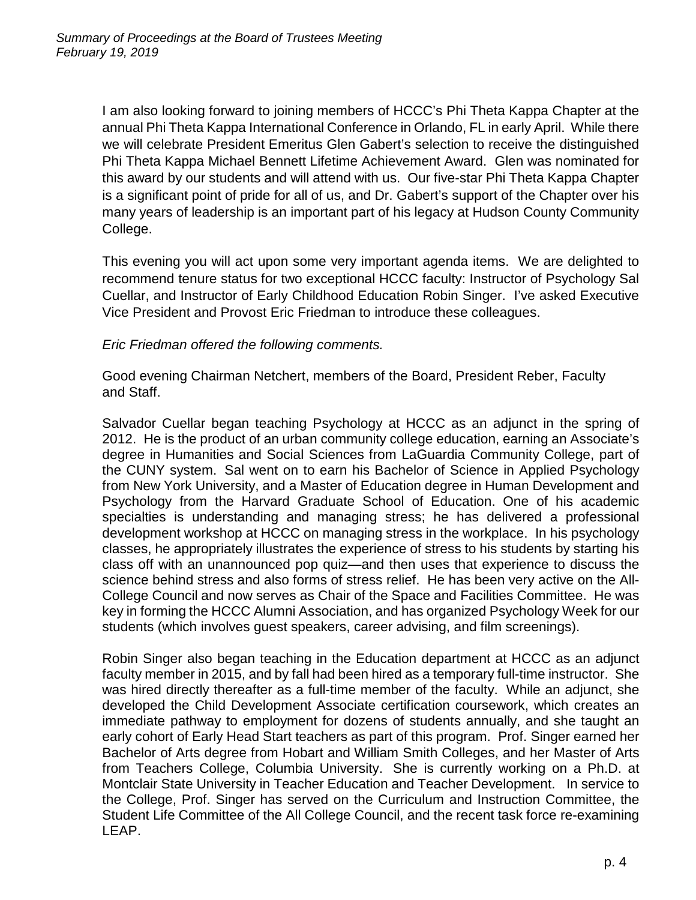I am also looking forward to joining members of HCCC's Phi Theta Kappa Chapter at the annual Phi Theta Kappa International Conference in Orlando, FL in early April. While there we will celebrate President Emeritus Glen Gabert's selection to receive the distinguished Phi Theta Kappa Michael Bennett Lifetime Achievement Award. Glen was nominated for this award by our students and will attend with us. Our five-star Phi Theta Kappa Chapter is a significant point of pride for all of us, and Dr. Gabert's support of the Chapter over his many years of leadership is an important part of his legacy at Hudson County Community College.

This evening you will act upon some very important agenda items. We are delighted to recommend tenure status for two exceptional HCCC faculty: Instructor of Psychology Sal Cuellar, and Instructor of Early Childhood Education Robin Singer. I've asked Executive Vice President and Provost Eric Friedman to introduce these colleagues.

*Eric Friedman offered the following comments.*

Good evening Chairman Netchert, members of the Board, President Reber, Faculty and Staff.

Salvador Cuellar began teaching Psychology at HCCC as an adjunct in the spring of 2012. He is the product of an urban community college education, earning an Associate's degree in Humanities and Social Sciences from LaGuardia Community College, part of the CUNY system. Sal went on to earn his Bachelor of Science in Applied Psychology from New York University, and a Master of Education degree in Human Development and Psychology from the Harvard Graduate School of Education. One of his academic specialties is understanding and managing stress; he has delivered a professional development workshop at HCCC on managing stress in the workplace. In his psychology classes, he appropriately illustrates the experience of stress to his students by starting his class off with an unannounced pop quiz—and then uses that experience to discuss the science behind stress and also forms of stress relief. He has been very active on the All-College Council and now serves as Chair of the Space and Facilities Committee. He was key in forming the HCCC Alumni Association, and has organized Psychology Week for our students (which involves guest speakers, career advising, and film screenings).

Robin Singer also began teaching in the Education department at HCCC as an adjunct faculty member in 2015, and by fall had been hired as a temporary full-time instructor. She was hired directly thereafter as a full-time member of the faculty. While an adjunct, she developed the Child Development Associate certification coursework, which creates an immediate pathway to employment for dozens of students annually, and she taught an early cohort of Early Head Start teachers as part of this program. Prof. Singer earned her Bachelor of Arts degree from Hobart and William Smith Colleges, and her Master of Arts from Teachers College, Columbia University. She is currently working on a Ph.D. at Montclair State University in Teacher Education and Teacher Development. In service to the College, Prof. Singer has served on the Curriculum and Instruction Committee, the Student Life Committee of the All College Council, and the recent task force re-examining LEAP.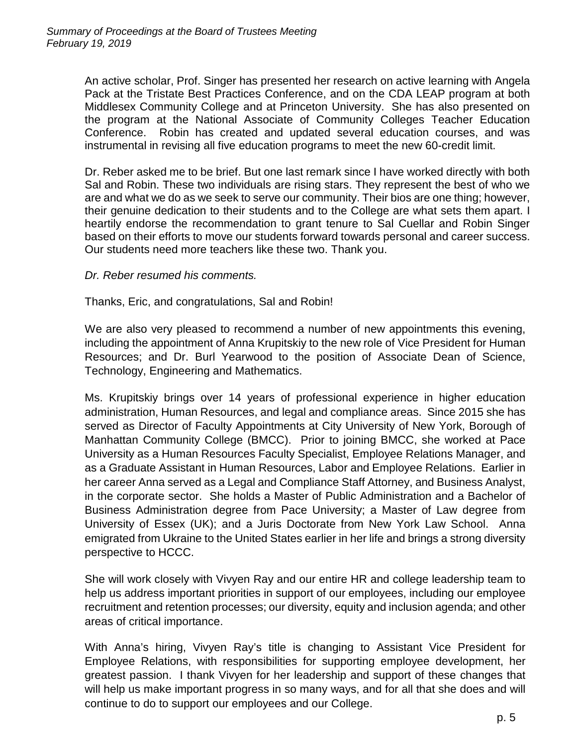An active scholar, Prof. Singer has presented her research on active learning with Angela Pack at the Tristate Best Practices Conference, and on the CDA LEAP program at both Middlesex Community College and at Princeton University. She has also presented on the program at the National Associate of Community Colleges Teacher Education Conference. Robin has created and updated several education courses, and was instrumental in revising all five education programs to meet the new 60-credit limit.

Dr. Reber asked me to be brief. But one last remark since I have worked directly with both Sal and Robin. These two individuals are rising stars. They represent the best of who we are and what we do as we seek to serve our community. Their bios are one thing; however, their genuine dedication to their students and to the College are what sets them apart. I heartily endorse the recommendation to grant tenure to Sal Cuellar and Robin Singer based on their efforts to move our students forward towards personal and career success. Our students need more teachers like these two. Thank you.

*Dr. Reber resumed his comments.*

Thanks, Eric, and congratulations, Sal and Robin!

We are also very pleased to recommend a number of new appointments this evening, including the appointment of Anna Krupitskiy to the new role of Vice President for Human Resources; and Dr. Burl Yearwood to the position of Associate Dean of Science, Technology, Engineering and Mathematics.

Ms. Krupitskiy brings over 14 years of professional experience in higher education administration, Human Resources, and legal and compliance areas. Since 2015 she has served as Director of Faculty Appointments at City University of New York, Borough of Manhattan Community College (BMCC). Prior to joining BMCC, she worked at Pace University as a Human Resources Faculty Specialist, Employee Relations Manager, and as a Graduate Assistant in Human Resources, Labor and Employee Relations. Earlier in her career Anna served as a Legal and Compliance Staff Attorney, and Business Analyst, in the corporate sector. She holds a Master of Public Administration and a Bachelor of Business Administration degree from Pace University; a Master of Law degree from University of Essex (UK); and a Juris Doctorate from New York Law School. Anna emigrated from Ukraine to the United States earlier in her life and brings a strong diversity perspective to HCCC.

She will work closely with Vivyen Ray and our entire HR and college leadership team to help us address important priorities in support of our employees, including our employee recruitment and retention processes; our diversity, equity and inclusion agenda; and other areas of critical importance.

With Anna's hiring, Vivyen Ray's title is changing to Assistant Vice President for Employee Relations, with responsibilities for supporting employee development, her greatest passion. I thank Vivyen for her leadership and support of these changes that will help us make important progress in so many ways, and for all that she does and will continue to do to support our employees and our College.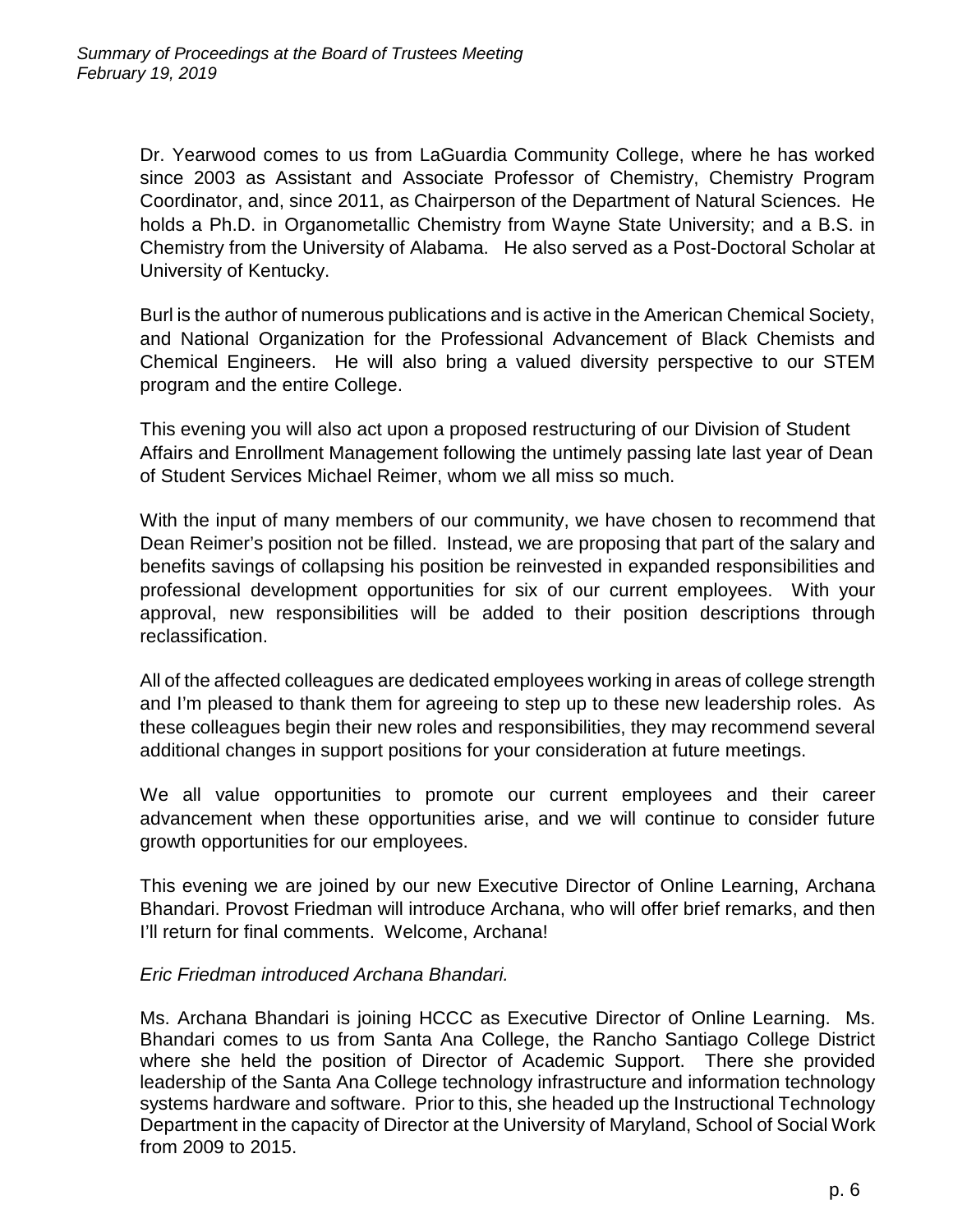Dr. Yearwood comes to us from LaGuardia Community College, where he has worked since 2003 as Assistant and Associate Professor of Chemistry, Chemistry Program Coordinator, and, since 2011, as Chairperson of the Department of Natural Sciences. He holds a Ph.D. in Organometallic Chemistry from Wayne State University; and a B.S. in Chemistry from the University of Alabama. He also served as a Post-Doctoral Scholar at University of Kentucky.

Burl is the author of numerous publications and is active in the American Chemical Society, and National Organization for the Professional Advancement of Black Chemists and Chemical Engineers. He will also bring a valued diversity perspective to our STEM program and the entire College.

This evening you will also act upon a proposed restructuring of our Division of Student Affairs and Enrollment Management following the untimely passing late last year of Dean of Student Services Michael Reimer, whom we all miss so much.

With the input of many members of our community, we have chosen to recommend that Dean Reimer's position not be filled. Instead, we are proposing that part of the salary and benefits savings of collapsing his position be reinvested in expanded responsibilities and professional development opportunities for six of our current employees. With your approval, new responsibilities will be added to their position descriptions through reclassification.

All of the affected colleagues are dedicated employees working in areas of college strength and I'm pleased to thank them for agreeing to step up to these new leadership roles. As these colleagues begin their new roles and responsibilities, they may recommend several additional changes in support positions for your consideration at future meetings.

We all value opportunities to promote our current employees and their career advancement when these opportunities arise, and we will continue to consider future growth opportunities for our employees.

This evening we are joined by our new Executive Director of Online Learning, Archana Bhandari. Provost Friedman will introduce Archana, who will offer brief remarks, and then I'll return for final comments. Welcome, Archana!

*Eric Friedman introduced Archana Bhandari.*

Ms. Archana Bhandari is joining HCCC as Executive Director of Online Learning. Ms. Bhandari comes to us from Santa Ana College, the Rancho Santiago College District where she held the position of Director of Academic Support. There she provided leadership of the Santa Ana College technology infrastructure and information technology systems hardware and software. Prior to this, she headed up the Instructional Technology Department in the capacity of Director at the University of Maryland, School of Social Work from 2009 to 2015.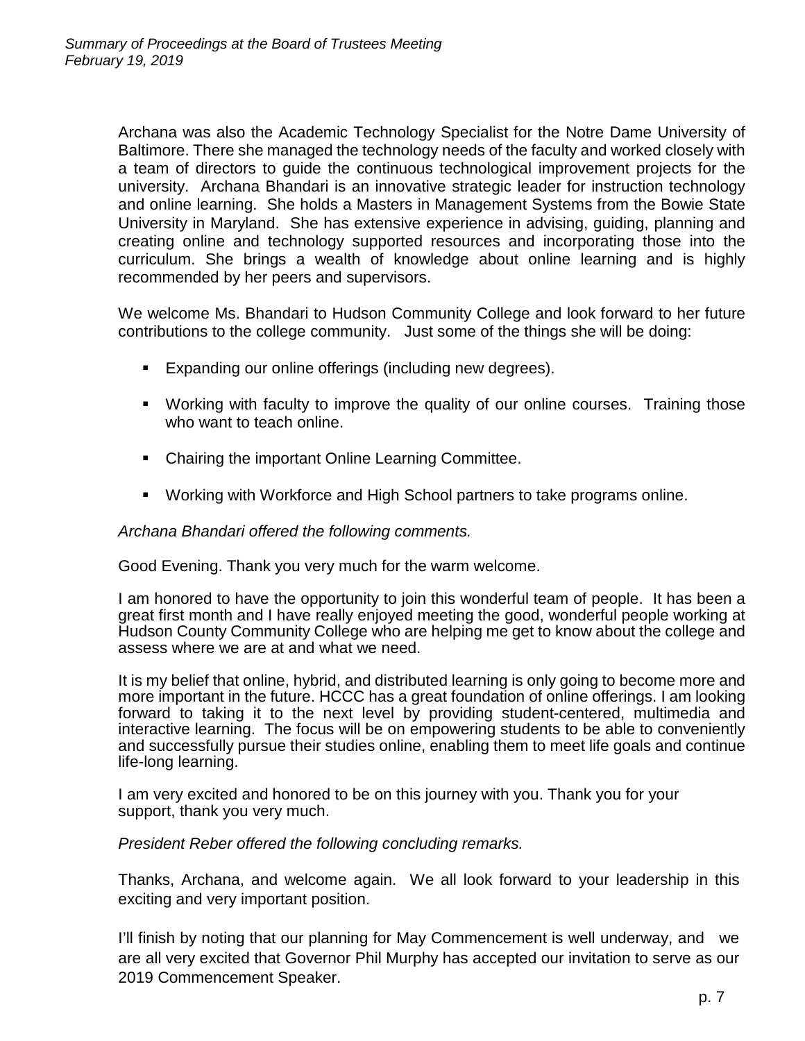Archana was also the Academic Technology Specialist for the Notre Dame University of Baltimore. There she managed the technology needs of the faculty and worked closely with a team of directors to guide the continuous technological improvement projects for the university. Archana Bhandari is an innovative strategic leader for instruction technology and online learning. She holds a Masters in Management Systems from the Bowie State University in Maryland. She has extensive experience in advising, guiding, planning and creating online and technology supported resources and incorporating those into the curriculum. She brings a wealth of knowledge about online learning and is highly recommended by her peers and supervisors.

We welcome Ms. Bhandari to Hudson Community College and look forward to her future contributions to the college community. Just some of the things she will be doing:

- Expanding our online offerings (including new degrees).
- Working with faculty to improve the quality of our online courses. Training those who want to teach online.
- Chairing the important Online Learning Committee.
- Working with Workforce and High School partners to take programs online.

*Archana Bhandari offered the following comments.*

Good Evening. Thank you very much for the warm welcome.

I am honored to have the opportunity to join this wonderful team of people. It has been a great first month and I have really enjoyed meeting the good, wonderful people working at Hudson County Community College who are helping me get to know about the college and assess where we are at and what we need.

It is my belief that online, hybrid, and distributed learning is only going to become more and more important in the future. HCCC has a great foundation of online offerings. I am looking forward to taking it to the next level by providing student-centered, multimedia and interactive learning. The focus will be on empowering students to be able to conveniently and successfully pursue their studies online, enabling them to meet life goals and continue life-long learning.

I am very excited and honored to be on this journey with you. Thank you for your support, thank you very much.

*President Reber offered the following concluding remarks.*

Thanks, Archana, and welcome again. We all look forward to your leadership in this exciting and very important position.

I'll finish by noting that our planning for May Commencement is well underway, and we are all very excited that Governor Phil Murphy has accepted our invitation to serve as our 2019 Commencement Speaker.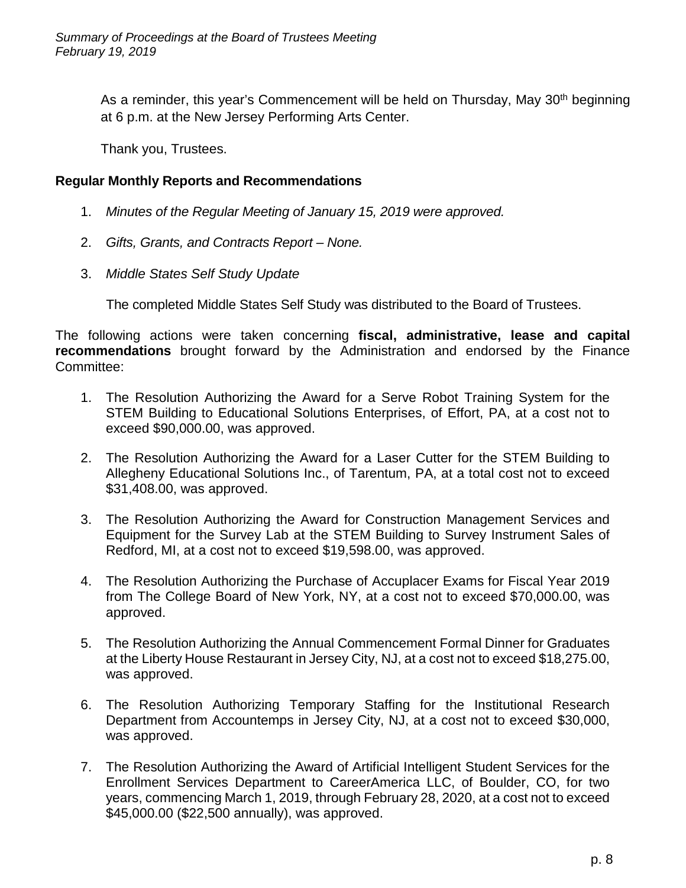As a reminder, this year's Commencement will be held on Thursday, May 30th beginning at 6 p.m. at the New Jersey Performing Arts Center.

Thank you, Trustees.

**Regular Monthly Reports and Recommendations**

1. *Minutes of the Regular Meeting of January 15, 2019 were approved.*

2. *Gifts, Grants, and Contracts Report – None.*

3. *Middle States Self Study Update*

   The completed Middle States Self Study was distributed to the Board of Trustees.

The following actions were taken concerning **fiscal, administrative, lease and capital recommendations** brought forward by the Administration and endorsed by the Finance Committee:

1. The Resolution Authorizing the Award for a Serve Robot Training System for the STEM Building to Educational Solutions Enterprises, of Effort, PA, at a cost not to exceed $90,000.00, was approved.

2. The Resolution Authorizing the Award for a Laser Cutter for the STEM Building to Allegheny Educational Solutions Inc., of Tarentum, PA, at a total cost not to exceed $31,408.00, was approved.

3. The Resolution Authorizing the Award for Construction Management Services and Equipment for the Survey Lab at the STEM Building to Survey Instrument Sales of Redford, MI, at a cost not to exceed $19,598.00, was approved.

4. The Resolution Authorizing the Purchase of Accuplacer Exams for Fiscal Year 2019 from The College Board of New York, NY, at a cost not to exceed $70,000.00, was approved.

5. The Resolution Authorizing the Annual Commencement Formal Dinner for Graduates at the Liberty House Restaurant in Jersey City, NJ, at a cost not to exceed $18,275.00, was approved.

6. The Resolution Authorizing Temporary Staffing for the Institutional Research Department from Accountemps in Jersey City, NJ, at a cost not to exceed $30,000, was approved.

7. The Resolution Authorizing the Award of Artificial Intelligent Student Services for the Enrollment Services Department to CareerAmerica LLC, of Boulder, CO, for two years, commencing March 1, 2019, through February 28, 2020, at a cost not to exceed $45,000.00 ($22,500 annually), was approved.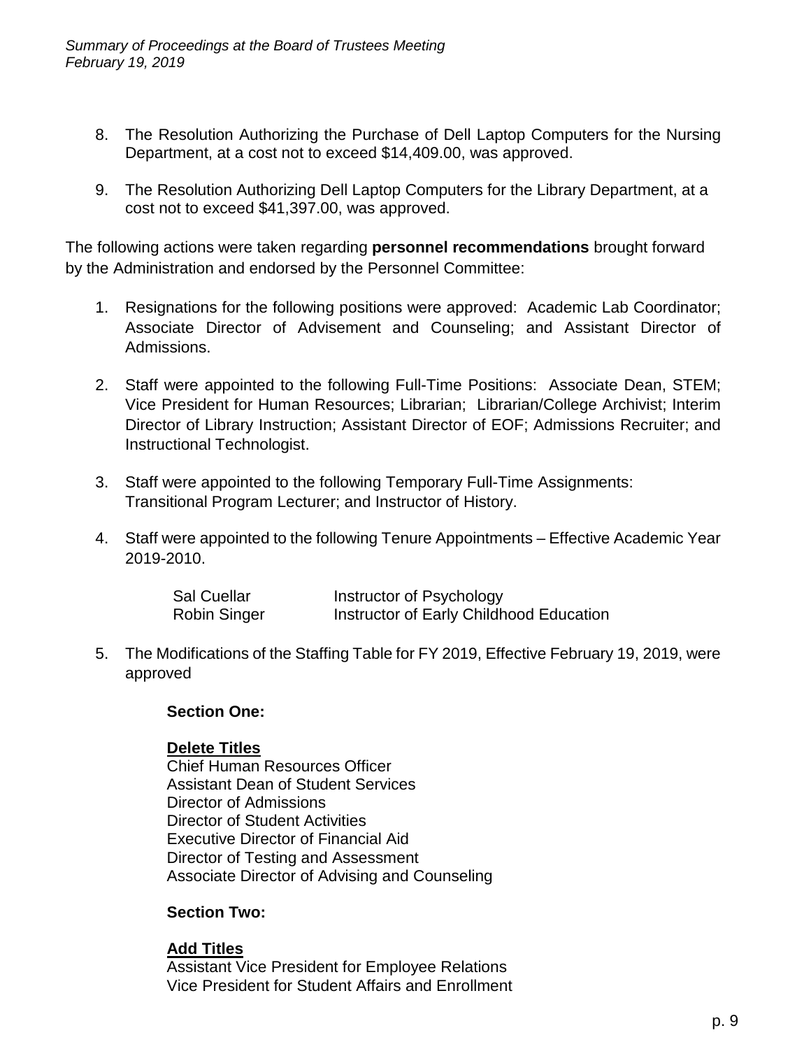8. The Resolution Authorizing the Purchase of Dell Laptop Computers for the Nursing Department, at a cost not to exceed $14,409.00, was approved.

9. The Resolution Authorizing Dell Laptop Computers for the Library Department, at a cost not to exceed $41,397.00, was approved.

The following actions were taken regarding **personnel recommendations** brought forward by the Administration and endorsed by the Personnel Committee:

1. Resignations for the following positions were approved: Academic Lab Coordinator; Associate Director of Advisement and Counseling; and Assistant Director of Admissions.

2. Staff were appointed to the following Full-Time Positions: Associate Dean, STEM; Vice President for Human Resources; Librarian; Librarian/College Archivist; Interim Director of Library Instruction; Assistant Director of EOF; Admissions Recruiter; and Instructional Technologist.

3. Staff were appointed to the following Temporary Full-Time Assignments: Transitional Program Lecturer; and Instructor of History.

4. Staff were appointed to the following Tenure Appointments – Effective Academic Year 2019-2010.

   | | |
   |---|---|
   | Sal Cuellar | Instructor of Psychology |
   | Robin Singer | Instructor of Early Childhood Education |

5. The Modifications of the Staffing Table for FY 2019, Effective February 19, 2019, were approved

   **Section One:**

   **Delete Titles**
   Chief Human Resources Officer
   Assistant Dean of Student Services
   Director of Admissions
   Director of Student Activities
   Executive Director of Financial Aid
   Director of Testing and Assessment
   Associate Director of Advising and Counseling

   **Section Two:**

   **Add Titles**
   Assistant Vice President for Employee Relations
   Vice President for Student Affairs and Enrollment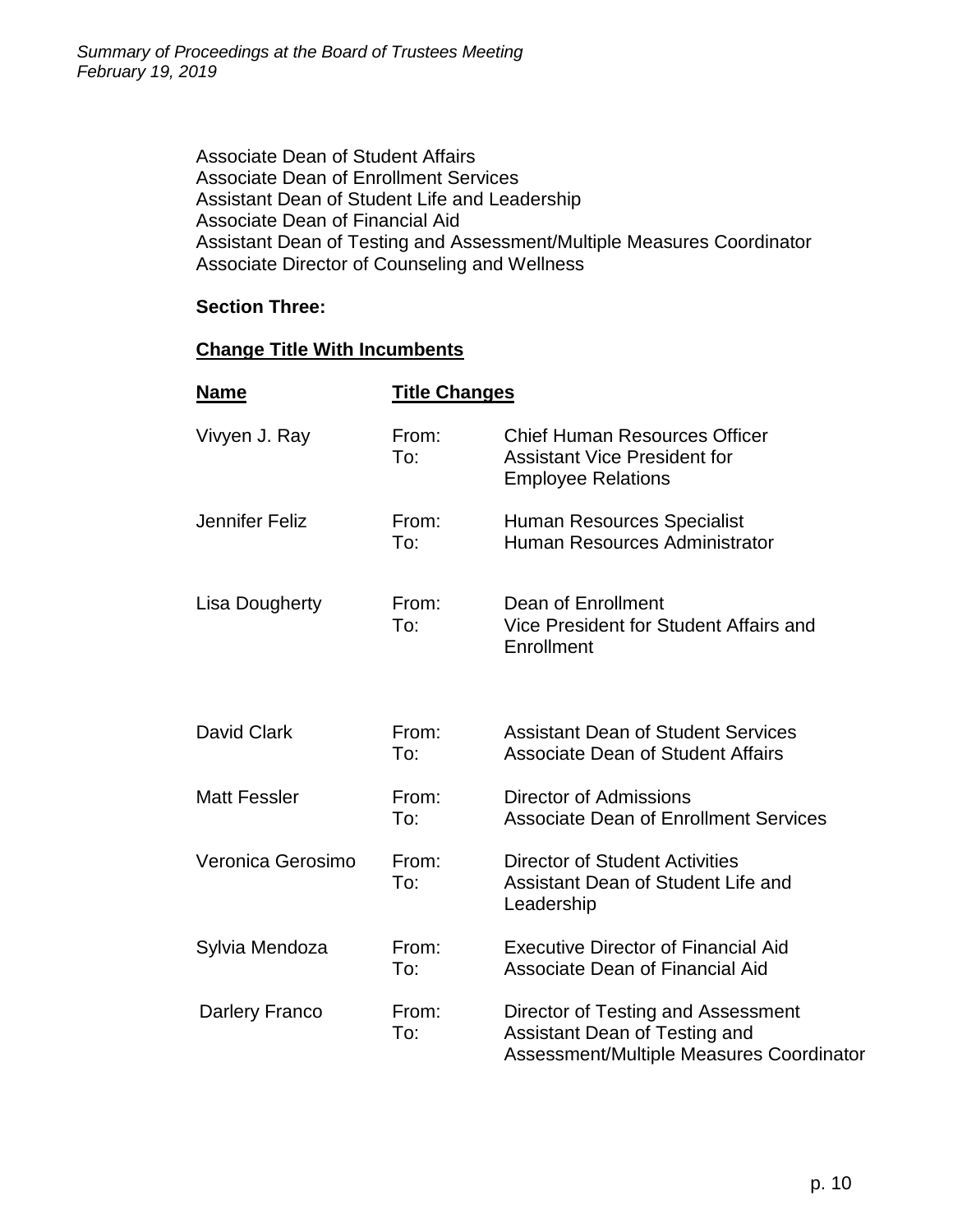Associate Dean of Student Affairs
Associate Dean of Enrollment Services
Assistant Dean of Student Life and Leadership
Associate Dean of Financial Aid
Assistant Dean of Testing and Assessment/Multiple Measures Coordinator
Associate Director of Counseling and Wellness

**Section Three:**

**Change Title With Incumbents**

| Name | Title Changes | |
|---|---|---|
| Vivyen J. Ray | From:<br>To: | Chief Human Resources Officer<br>Assistant Vice President for Employee Relations |
| Jennifer Feliz | From:<br>To: | Human Resources Specialist<br>Human Resources Administrator |
| Lisa Dougherty | From:<br>To: | Dean of Enrollment<br>Vice President for Student Affairs and Enrollment |
| David Clark | From:<br>To: | Assistant Dean of Student Services<br>Associate Dean of Student Affairs |
| Matt Fessler | From:<br>To: | Director of Admissions<br>Associate Dean of Enrollment Services |
| Veronica Gerosimo | From:<br>To: | Director of Student Activities<br>Assistant Dean of Student Life and Leadership |
| Sylvia Mendoza | From:<br>To: | Executive Director of Financial Aid<br>Associate Dean of Financial Aid |
| Darlery Franco | From:<br>To: | Director of Testing and Assessment<br>Assistant Dean of Testing and Assessment/Multiple Measures Coordinator |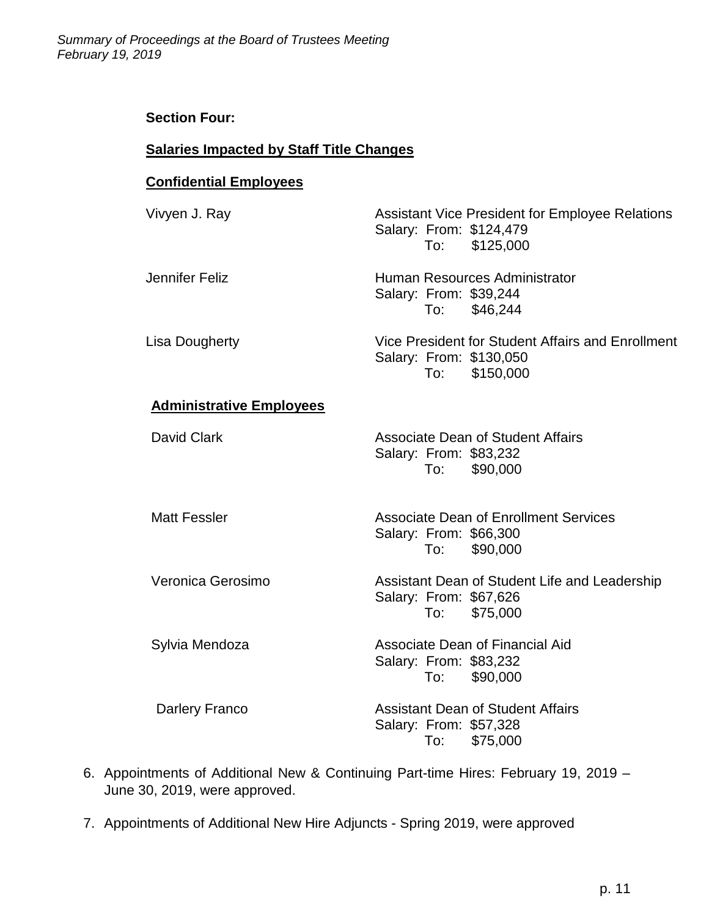**Section Four:**

**Salaries Impacted by Staff Title Changes**

**Confidential Employees**

Vivyen J. Ray — Assistant Vice President for Employee Relations
Salary: From: $124,479
To: $125,000

Jennifer Feliz — Human Resources Administrator
Salary: From: $39,244
To: $46,244

Lisa Dougherty — Vice President for Student Affairs and Enrollment
Salary: From: $130,050
To: $150,000

**Administrative Employees**

David Clark — Associate Dean of Student Affairs
Salary: From: $83,232
To: $90,000

Matt Fessler — Associate Dean of Enrollment Services
Salary: From: $66,300
To: $90,000

Veronica Gerosimo — Assistant Dean of Student Life and Leadership
Salary: From: $67,626
To: $75,000

Sylvia Mendoza — Associate Dean of Financial Aid
Salary: From: $83,232
To: $90,000

Darlery Franco — Assistant Dean of Student Affairs
Salary: From: $57,328
To: $75,000

6. Appointments of Additional New & Continuing Part-time Hires: February 19, 2019 – June 30, 2019, were approved.

7. Appointments of Additional New Hire Adjuncts - Spring 2019, were approved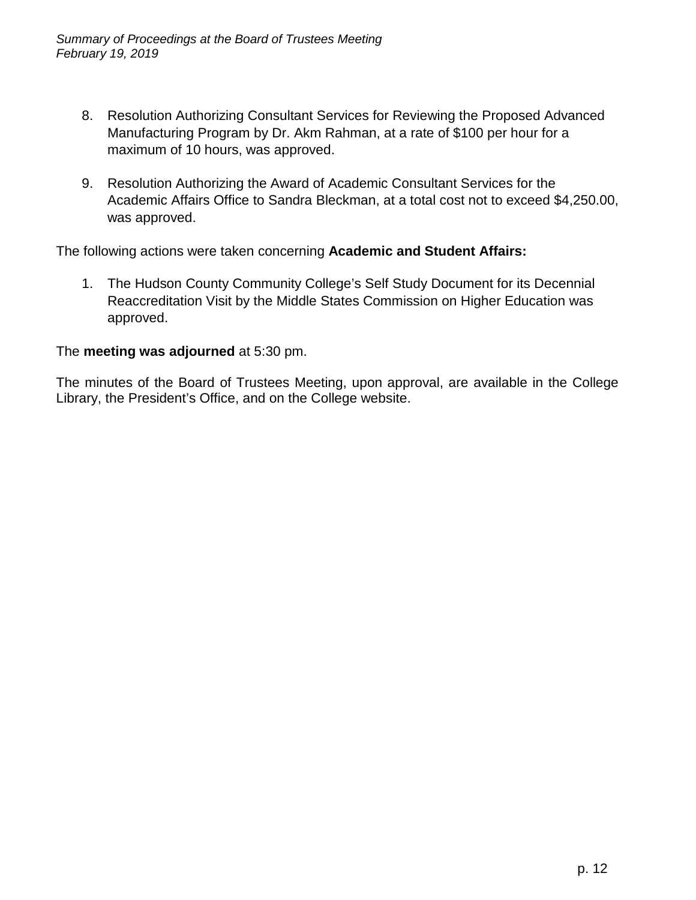8. Resolution Authorizing Consultant Services for Reviewing the Proposed Advanced Manufacturing Program by Dr. Akm Rahman, at a rate of $100 per hour for a maximum of 10 hours, was approved.

9. Resolution Authorizing the Award of Academic Consultant Services for the Academic Affairs Office to Sandra Bleckman, at a total cost not to exceed $4,250.00, was approved.

The following actions were taken concerning **Academic and Student Affairs:**

1. The Hudson County Community College's Self Study Document for its Decennial Reaccreditation Visit by the Middle States Commission on Higher Education was approved.

The **meeting was adjourned** at 5:30 pm.

The minutes of the Board of Trustees Meeting, upon approval, are available in the College Library, the President's Office, and on the College website.